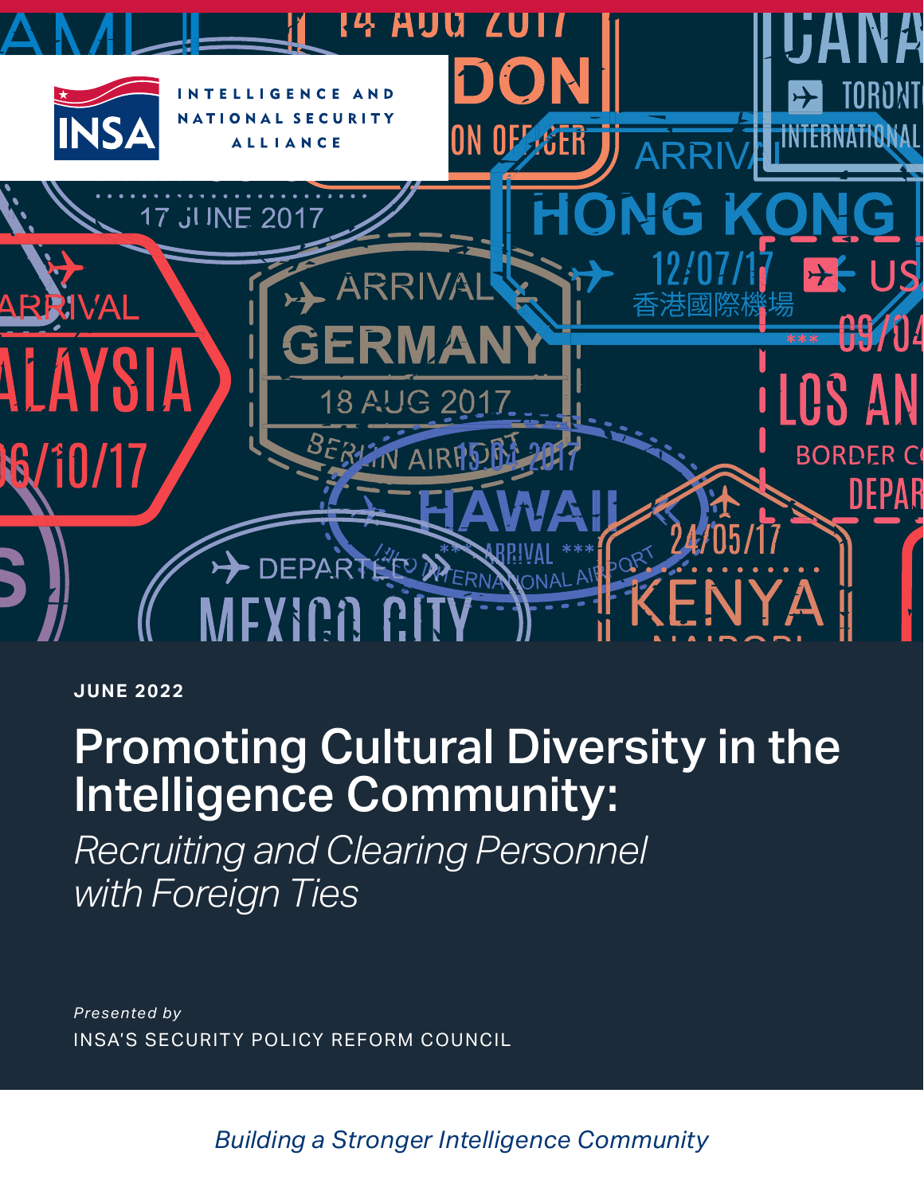INTELLIGENCE AND NATIONAL SECURITY ALLIANCE

JUNE 2022

# Promoting Cultural Diversity in the Intelligence Community:

*Recruiting and Clearing Personnel with Foreign Ties*

*Presented by*

INSA'S SECURITY POLICY REFORM COUNCIL

*Building a Stronger Intelligence Community*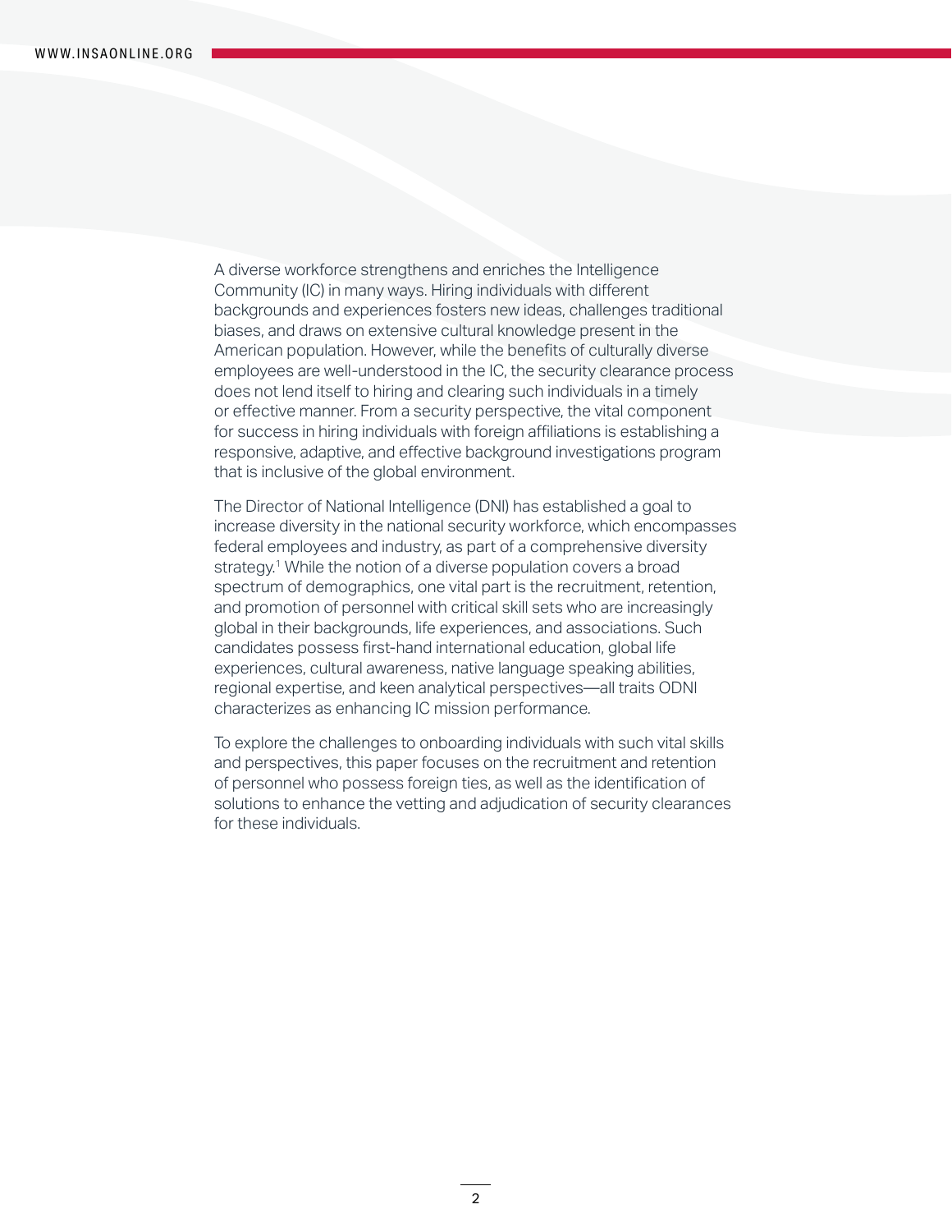A diverse workforce strengthens and enriches the Intelligence Community (IC) in many ways. Hiring individuals with different backgrounds and experiences fosters new ideas, challenges traditional biases, and draws on extensive cultural knowledge present in the American population. However, while the benefits of culturally diverse employees are well-understood in the IC, the security clearance process does not lend itself to hiring and clearing such individuals in a timely or effective manner. From a security perspective, the vital component for success in hiring individuals with foreign affiliations is establishing a responsive, adaptive, and effective background investigations program that is inclusive of the global environment.

The Director of National Intelligence (DNI) has established a goal to increase diversity in the national security workforce, which encompasses federal employees and industry, as part of a comprehensive diversity strategy.[1] While the notion of a diverse population covers a broad spectrum of demographics, one vital part is the recruitment, retention, and promotion of personnel with critical skill sets who are increasingly global in their backgrounds, life experiences, and associations. Such candidates possess first-hand international education, global life experiences, cultural awareness, native language speaking abilities, regional expertise, and keen analytical perspectives—all traits ODNI characterizes as enhancing IC mission performance.

To explore the challenges to onboarding individuals with such vital skills and perspectives, this paper focuses on the recruitment and retention of personnel who possess foreign ties, as well as the identification of solutions to enhance the vetting and adjudication of security clearances for these individuals.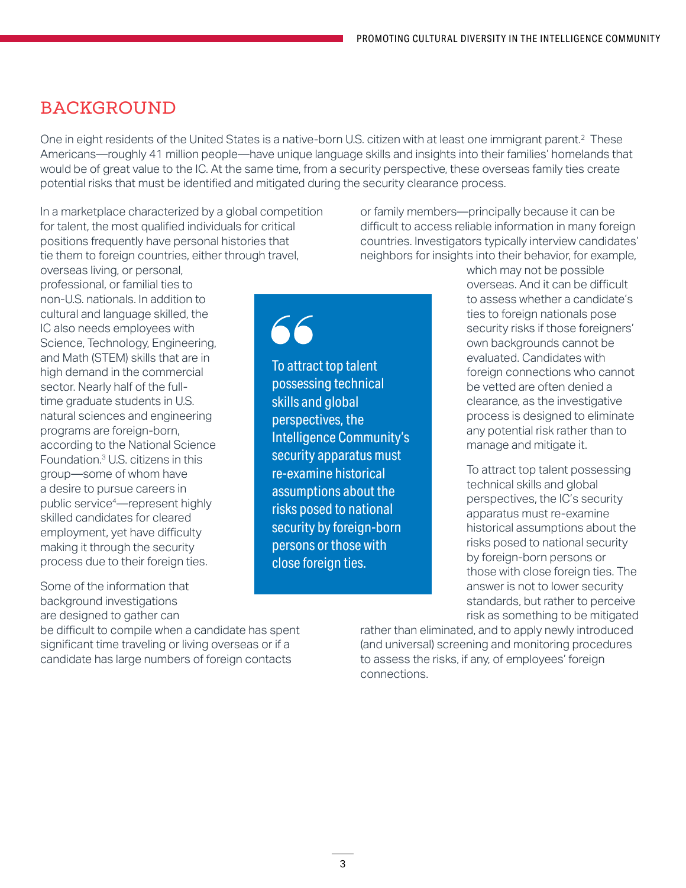## BACKGROUND

One in eight residents of the United States is a native-born U.S. citizen with at least one immigrant parent.[2] These Americans—roughly 41 million people—have unique language skills and insights into their families' homelands that would be of great value to the IC. At the same time, from a security perspective, these overseas family ties create potential risks that must be identified and mitigated during the security clearance process.

In a marketplace characterized by a global competition for talent, the most qualified individuals for critical positions frequently have personal histories that tie them to foreign countries, either through travel, overseas living, or personal, professional, or familial ties to non-U.S. nationals. In addition to cultural and language skilled, the IC also needs employees with Science, Technology, Engineering, and Math (STEM) skills that are in high demand in the commercial sector. Nearly half of the full-time graduate students in U.S. natural sciences and engineering programs are foreign-born, according to the National Science Foundation.[3] U.S. citizens in this group—some of whom have a desire to pursue careers in public service[4]—represent highly skilled candidates for cleared employment, yet have difficulty making it through the security process due to their foreign ties.

Some of the information that background investigations are designed to gather can be difficult to compile when a candidate has spent significant time traveling or living overseas or if a candidate has large numbers of foreign contacts or family members—principally because it can be difficult to access reliable information in many foreign countries. Investigators typically interview candidates' neighbors for insights into their behavior, for example, which may not be possible overseas. And it can be difficult to assess whether a candidate's ties to foreign nationals pose security risks if those foreigners' own backgrounds cannot be evaluated. Candidates with foreign connections who cannot be vetted are often denied a clearance, as the investigative process is designed to eliminate any potential risk rather than to manage and mitigate it.

> To attract top talent possessing technical skills and global perspectives, the Intelligence Community's security apparatus must re-examine historical assumptions about the risks posed to national security by foreign-born persons or those with close foreign ties.

To attract top talent possessing technical skills and global perspectives, the IC's security apparatus must re-examine historical assumptions about the risks posed to national security by foreign-born persons or those with close foreign ties. The answer is not to lower security standards, but rather to perceive risk as something to be mitigated rather than eliminated, and to apply newly introduced (and universal) screening and monitoring procedures to assess the risks, if any, of employees' foreign connections.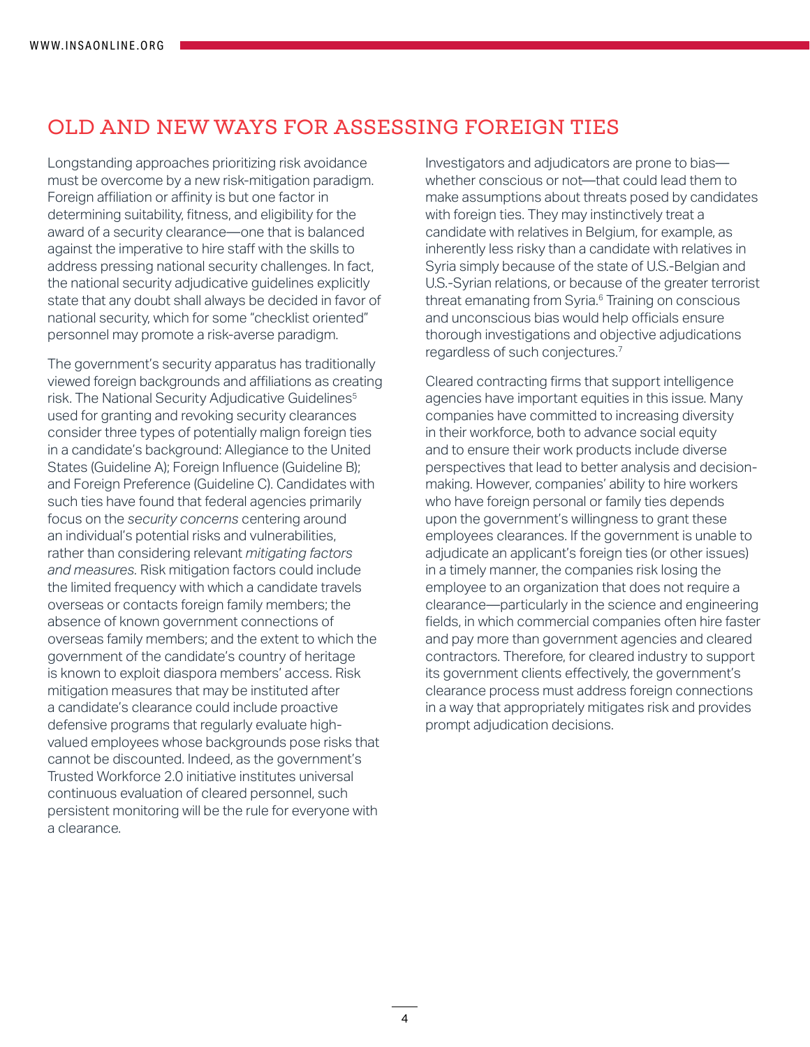## OLD AND NEW WAYS FOR ASSESSING FOREIGN TIES

Longstanding approaches prioritizing risk avoidance must be overcome by a new risk-mitigation paradigm. Foreign affiliation or affinity is but one factor in determining suitability, fitness, and eligibility for the award of a security clearance—one that is balanced against the imperative to hire staff with the skills to address pressing national security challenges. In fact, the national security adjudicative guidelines explicitly state that any doubt shall always be decided in favor of national security, which for some "checklist oriented" personnel may promote a risk-averse paradigm.

The government's security apparatus has traditionally viewed foreign backgrounds and affiliations as creating risk. The National Security Adjudicative Guidelines[5] used for granting and revoking security clearances consider three types of potentially malign foreign ties in a candidate's background: Allegiance to the United States (Guideline A); Foreign Influence (Guideline B); and Foreign Preference (Guideline C). Candidates with such ties have found that federal agencies primarily focus on the *security concerns* centering around an individual's potential risks and vulnerabilities, rather than considering relevant *mitigating factors and measures*. Risk mitigation factors could include the limited frequency with which a candidate travels overseas or contacts foreign family members; the absence of known government connections of overseas family members; and the extent to which the government of the candidate's country of heritage is known to exploit diaspora members' access. Risk mitigation measures that may be instituted after a candidate's clearance could include proactive defensive programs that regularly evaluate high-valued employees whose backgrounds pose risks that cannot be discounted. Indeed, as the government's Trusted Workforce 2.0 initiative institutes universal continuous evaluation of cleared personnel, such persistent monitoring will be the rule for everyone with a clearance.

Investigators and adjudicators are prone to bias—whether conscious or not—that could lead them to make assumptions about threats posed by candidates with foreign ties. They may instinctively treat a candidate with relatives in Belgium, for example, as inherently less risky than a candidate with relatives in Syria simply because of the state of U.S.-Belgian and U.S.-Syrian relations, or because of the greater terrorist threat emanating from Syria.[6] Training on conscious and unconscious bias would help officials ensure thorough investigations and objective adjudications regardless of such conjectures.[7]

Cleared contracting firms that support intelligence agencies have important equities in this issue. Many companies have committed to increasing diversity in their workforce, both to advance social equity and to ensure their work products include diverse perspectives that lead to better analysis and decision-making. However, companies' ability to hire workers who have foreign personal or family ties depends upon the government's willingness to grant these employees clearances. If the government is unable to adjudicate an applicant's foreign ties (or other issues) in a timely manner, the companies risk losing the employee to an organization that does not require a clearance—particularly in the science and engineering fields, in which commercial companies often hire faster and pay more than government agencies and cleared contractors. Therefore, for cleared industry to support its government clients effectively, the government's clearance process must address foreign connections in a way that appropriately mitigates risk and provides prompt adjudication decisions.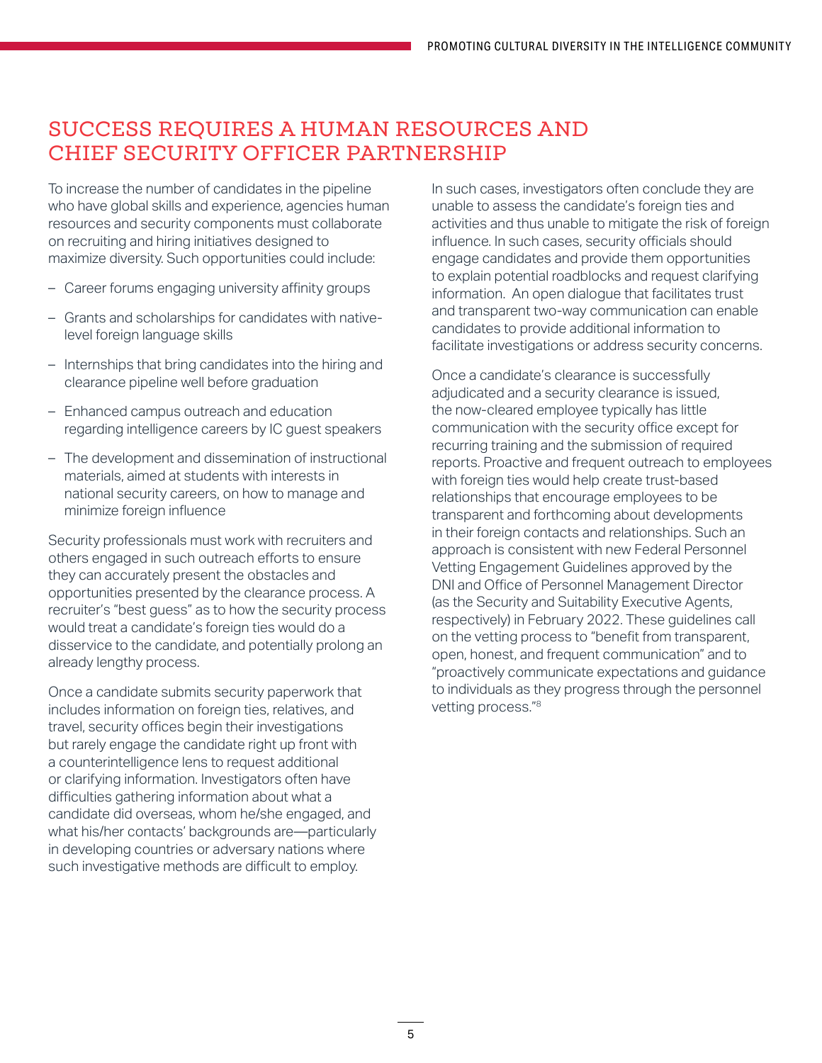## SUCCESS REQUIRES A HUMAN RESOURCES AND CHIEF SECURITY OFFICER PARTNERSHIP

To increase the number of candidates in the pipeline who have global skills and experience, agencies human resources and security components must collaborate on recruiting and hiring initiatives designed to maximize diversity. Such opportunities could include:

- Career forums engaging university affinity groups
- Grants and scholarships for candidates with native-level foreign language skills
- Internships that bring candidates into the hiring and clearance pipeline well before graduation
- Enhanced campus outreach and education regarding intelligence careers by IC guest speakers
- The development and dissemination of instructional materials, aimed at students with interests in national security careers, on how to manage and minimize foreign influence

Security professionals must work with recruiters and others engaged in such outreach efforts to ensure they can accurately present the obstacles and opportunities presented by the clearance process. A recruiter's "best guess" as to how the security process would treat a candidate's foreign ties would do a disservice to the candidate, and potentially prolong an already lengthy process.

Once a candidate submits security paperwork that includes information on foreign ties, relatives, and travel, security offices begin their investigations but rarely engage the candidate right up front with a counterintelligence lens to request additional or clarifying information. Investigators often have difficulties gathering information about what a candidate did overseas, whom he/she engaged, and what his/her contacts' backgrounds are—particularly in developing countries or adversary nations where such investigative methods are difficult to employ.

In such cases, investigators often conclude they are unable to assess the candidate's foreign ties and activities and thus unable to mitigate the risk of foreign influence. In such cases, security officials should engage candidates and provide them opportunities to explain potential roadblocks and request clarifying information. An open dialogue that facilitates trust and transparent two-way communication can enable candidates to provide additional information to facilitate investigations or address security concerns.

Once a candidate's clearance is successfully adjudicated and a security clearance is issued, the now-cleared employee typically has little communication with the security office except for recurring training and the submission of required reports. Proactive and frequent outreach to employees with foreign ties would help create trust-based relationships that encourage employees to be transparent and forthcoming about developments in their foreign contacts and relationships. Such an approach is consistent with new Federal Personnel Vetting Engagement Guidelines approved by the DNI and Office of Personnel Management Director (as the Security and Suitability Executive Agents, respectively) in February 2022. These guidelines call on the vetting process to "benefit from transparent, open, honest, and frequent communication" and to "proactively communicate expectations and guidance to individuals as they progress through the personnel vetting process."[8]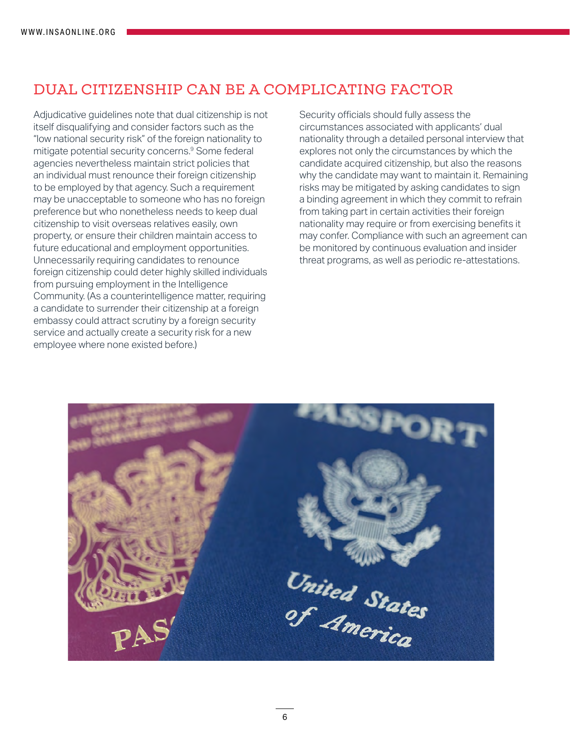## DUAL CITIZENSHIP CAN BE A COMPLICATING FACTOR

Adjudicative guidelines note that dual citizenship is not itself disqualifying and consider factors such as the "low national security risk" of the foreign nationality to mitigate potential security concerns.[9] Some federal agencies nevertheless maintain strict policies that an individual must renounce their foreign citizenship to be employed by that agency. Such a requirement may be unacceptable to someone who has no foreign preference but who nonetheless needs to keep dual citizenship to visit overseas relatives easily, own property, or ensure their children maintain access to future educational and employment opportunities. Unnecessarily requiring candidates to renounce foreign citizenship could deter highly skilled individuals from pursuing employment in the Intelligence Community. (As a counterintelligence matter, requiring a candidate to surrender their citizenship at a foreign embassy could attract scrutiny by a foreign security service and actually create a security risk for a new employee where none existed before.)

Security officials should fully assess the circumstances associated with applicants' dual nationality through a detailed personal interview that explores not only the circumstances by which the candidate acquired citizenship, but also the reasons why the candidate may want to maintain it. Remaining risks may be mitigated by asking candidates to sign a binding agreement in which they commit to refrain from taking part in certain activities their foreign nationality may require or from exercising benefits it may confer. Compliance with such an agreement can be monitored by continuous evaluation and insider threat programs, as well as periodic re-attestations.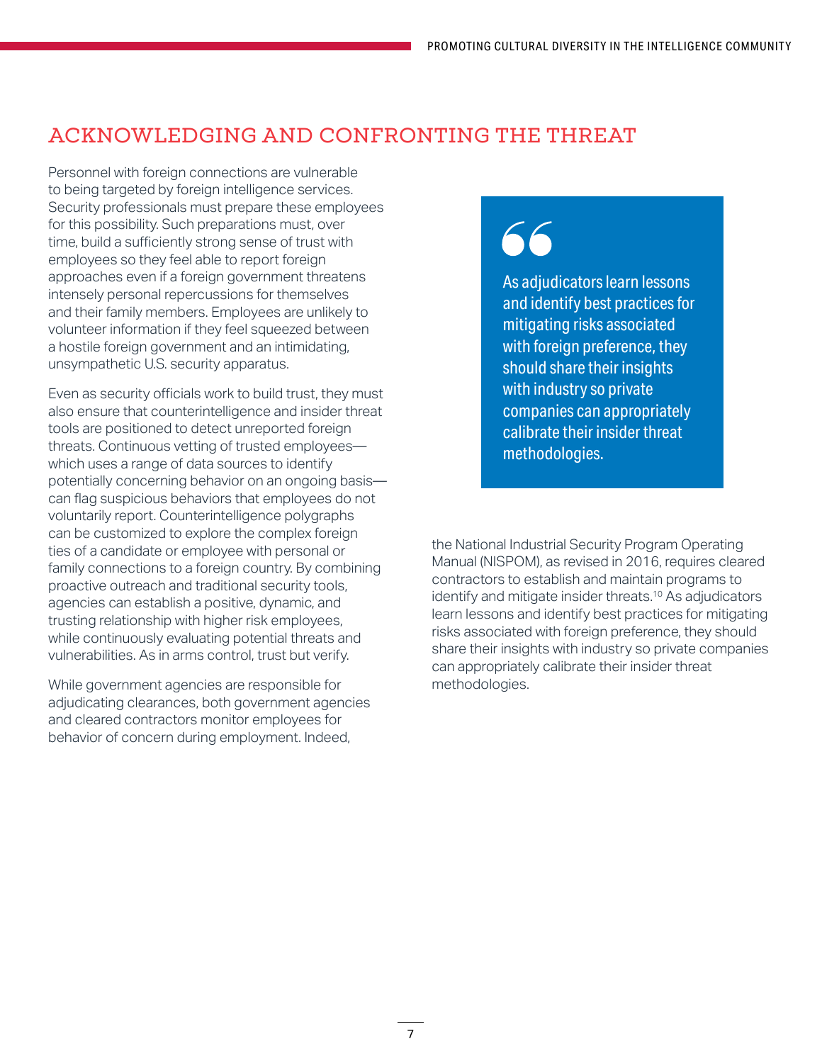## ACKNOWLEDGING AND CONFRONTING THE THREAT

Personnel with foreign connections are vulnerable to being targeted by foreign intelligence services. Security professionals must prepare these employees for this possibility. Such preparations must, over time, build a sufficiently strong sense of trust with employees so they feel able to report foreign approaches even if a foreign government threatens intensely personal repercussions for themselves and their family members. Employees are unlikely to volunteer information if they feel squeezed between a hostile foreign government and an intimidating, unsympathetic U.S. security apparatus.

Even as security officials work to build trust, they must also ensure that counterintelligence and insider threat tools are positioned to detect unreported foreign threats. Continuous vetting of trusted employees—which uses a range of data sources to identify potentially concerning behavior on an ongoing basis—can flag suspicious behaviors that employees do not voluntarily report. Counterintelligence polygraphs can be customized to explore the complex foreign ties of a candidate or employee with personal or family connections to a foreign country. By combining proactive outreach and traditional security tools, agencies can establish a positive, dynamic, and trusting relationship with higher risk employees, while continuously evaluating potential threats and vulnerabilities. As in arms control, trust but verify.

While government agencies are responsible for adjudicating clearances, both government agencies and cleared contractors monitor employees for behavior of concern during employment. Indeed, the National Industrial Security Program Operating Manual (NISPOM), as revised in 2016, requires cleared contractors to establish and maintain programs to identify and mitigate insider threats.[10] As adjudicators learn lessons and identify best practices for mitigating risks associated with foreign preference, they should share their insights with industry so private companies can appropriately calibrate their insider threat methodologies.

> As adjudicators learn lessons and identify best practices for mitigating risks associated with foreign preference, they should share their insights with industry so private companies can appropriately calibrate their insider threat methodologies.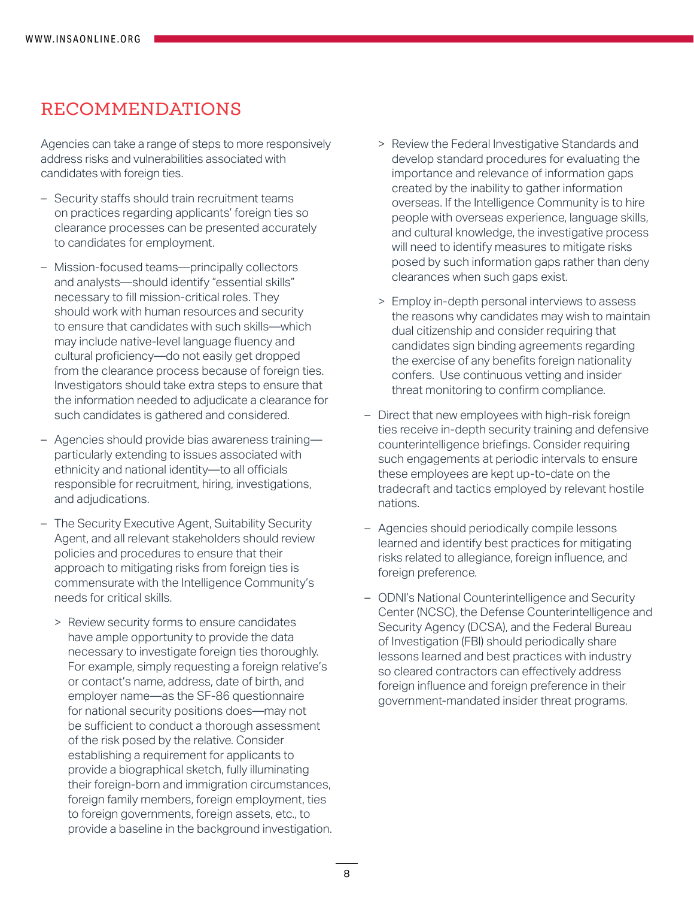## RECOMMENDATIONS

Agencies can take a range of steps to more responsively address risks and vulnerabilities associated with candidates with foreign ties.

- Security staffs should train recruitment teams on practices regarding applicants' foreign ties so clearance processes can be presented accurately to candidates for employment.
- Mission-focused teams—principally collectors and analysts—should identify "essential skills" necessary to fill mission-critical roles. They should work with human resources and security to ensure that candidates with such skills—which may include native-level language fluency and cultural proficiency—do not easily get dropped from the clearance process because of foreign ties. Investigators should take extra steps to ensure that the information needed to adjudicate a clearance for such candidates is gathered and considered.
- Agencies should provide bias awareness training—particularly extending to issues associated with ethnicity and national identity—to all officials responsible for recruitment, hiring, investigations, and adjudications.
- The Security Executive Agent, Suitability Security Agent, and all relevant stakeholders should review policies and procedures to ensure that their approach to mitigating risks from foreign ties is commensurate with the Intelligence Community's needs for critical skills.
  - Review security forms to ensure candidates have ample opportunity to provide the data necessary to investigate foreign ties thoroughly. For example, simply requesting a foreign relative's or contact's name, address, date of birth, and employer name—as the SF-86 questionnaire for national security positions does—may not be sufficient to conduct a thorough assessment of the risk posed by the relative. Consider establishing a requirement for applicants to provide a biographical sketch, fully illuminating their foreign-born and immigration circumstances, foreign family members, foreign employment, ties to foreign governments, foreign assets, etc., to provide a baseline in the background investigation.
  - Review the Federal Investigative Standards and develop standard procedures for evaluating the importance and relevance of information gaps created by the inability to gather information overseas. If the Intelligence Community is to hire people with overseas experience, language skills, and cultural knowledge, the investigative process will need to identify measures to mitigate risks posed by such information gaps rather than deny clearances when such gaps exist.
  - Employ in-depth personal interviews to assess the reasons why candidates may wish to maintain dual citizenship and consider requiring that candidates sign binding agreements regarding the exercise of any benefits foreign nationality confers. Use continuous vetting and insider threat monitoring to confirm compliance.
- Direct that new employees with high-risk foreign ties receive in-depth security training and defensive counterintelligence briefings. Consider requiring such engagements at periodic intervals to ensure these employees are kept up-to-date on the tradecraft and tactics employed by relevant hostile nations.
- Agencies should periodically compile lessons learned and identify best practices for mitigating risks related to allegiance, foreign influence, and foreign preference.
- ODNI's National Counterintelligence and Security Center (NCSC), the Defense Counterintelligence and Security Agency (DCSA), and the Federal Bureau of Investigation (FBI) should periodically share lessons learned and best practices with industry so cleared contractors can effectively address foreign influence and foreign preference in their government-mandated insider threat programs.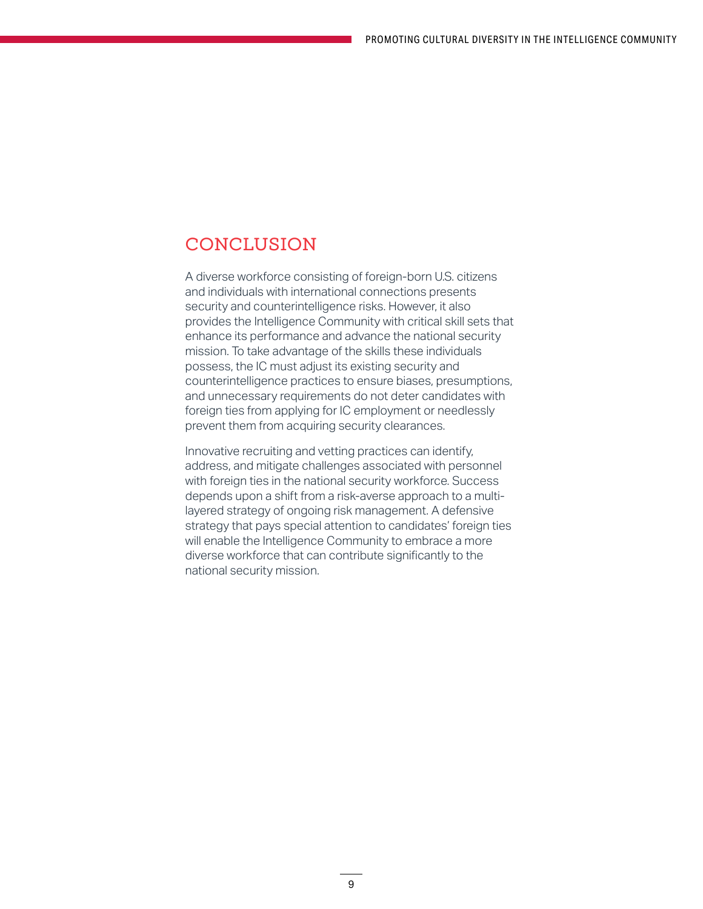## CONCLUSION

A diverse workforce consisting of foreign-born U.S. citizens and individuals with international connections presents security and counterintelligence risks. However, it also provides the Intelligence Community with critical skill sets that enhance its performance and advance the national security mission. To take advantage of the skills these individuals possess, the IC must adjust its existing security and counterintelligence practices to ensure biases, presumptions, and unnecessary requirements do not deter candidates with foreign ties from applying for IC employment or needlessly prevent them from acquiring security clearances.

Innovative recruiting and vetting practices can identify, address, and mitigate challenges associated with personnel with foreign ties in the national security workforce. Success depends upon a shift from a risk-averse approach to a multi-layered strategy of ongoing risk management. A defensive strategy that pays special attention to candidates' foreign ties will enable the Intelligence Community to embrace a more diverse workforce that can contribute significantly to the national security mission.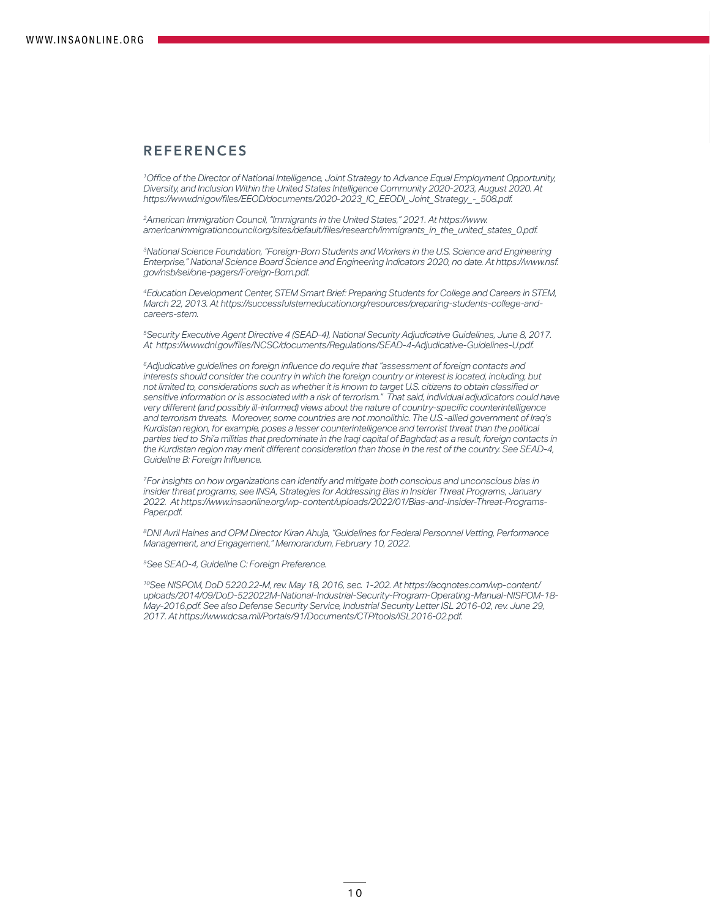## REFERENCES

[1]*Office of the Director of National Intelligence, Joint Strategy to Advance Equal Employment Opportunity, Diversity, and Inclusion Within the United States Intelligence Community 2020-2023, August 2020. At https://www.dni.gov/files/EEOD/documents/2020-2023_IC_EEODI_Joint_Strategy_-_508.pdf.*

[2]*American Immigration Council, "Immigrants in the United States," 2021. At https://www.americanimmigrationcouncil.org/sites/default/files/research/immigrants_in_the_united_states_0.pdf.*

[3]*National Science Foundation, "Foreign-Born Students and Workers in the U.S. Science and Engineering Enterprise," National Science Board Science and Engineering Indicators 2020, no date. At https://www.nsf.gov/nsb/sei/one-pagers/Foreign-Born.pdf.*

[4]*Education Development Center, STEM Smart Brief: Preparing Students for College and Careers in STEM, March 22, 2013. At https://successfulstemeducation.org/resources/preparing-students-college-and-careers-stem.*

[5]*Security Executive Agent Directive 4 (SEAD-4), National Security Adjudicative Guidelines, June 8, 2017. At https://www.dni.gov/files/NCSC/documents/Regulations/SEAD-4-Adjudicative-Guidelines-U.pdf.*

[6]*Adjudicative guidelines on foreign influence do require that "assessment of foreign contacts and interests should consider the country in which the foreign country or interest is located, including, but not limited to, considerations such as whether it is known to target U.S. citizens to obtain classified or sensitive information or is associated with a risk of terrorism." That said, individual adjudicators could have very different (and possibly ill-informed) views about the nature of country-specific counterintelligence and terrorism threats. Moreover, some countries are not monolithic. The U.S.-allied government of Iraq's Kurdistan region, for example, poses a lesser counterintelligence and terrorist threat than the political parties tied to Shi'a militias that predominate in the Iraqi capital of Baghdad; as a result, foreign contacts in the Kurdistan region may merit different consideration than those in the rest of the country. See SEAD-4, Guideline B: Foreign Influence.*

[7]*For insights on how organizations can identify and mitigate both conscious and unconscious bias in insider threat programs, see INSA, Strategies for Addressing Bias in Insider Threat Programs, January 2022. At https://www.insaonline.org/wp-content/uploads/2022/01/Bias-and-Insider-Threat-Programs-Paper.pdf.*

[8]*DNI Avril Haines and OPM Director Kiran Ahuja, "Guidelines for Federal Personnel Vetting, Performance Management, and Engagement," Memorandum, February 10, 2022.*

[9]*See SEAD-4, Guideline C: Foreign Preference.*

[10]*See NISPOM, DoD 5220.22-M, rev. May 18, 2016, sec. 1-202. At https://acqnotes.com/wp-content/uploads/2014/09/DoD-522022M-National-Industrial-Security-Program-Operating-Manual-NISPOM-18-May-2016.pdf. See also Defense Security Service, Industrial Security Letter ISL 2016-02, rev. June 29, 2017. At https://www.dcsa.mil/Portals/91/Documents/CTP/tools/ISL2016-02.pdf.*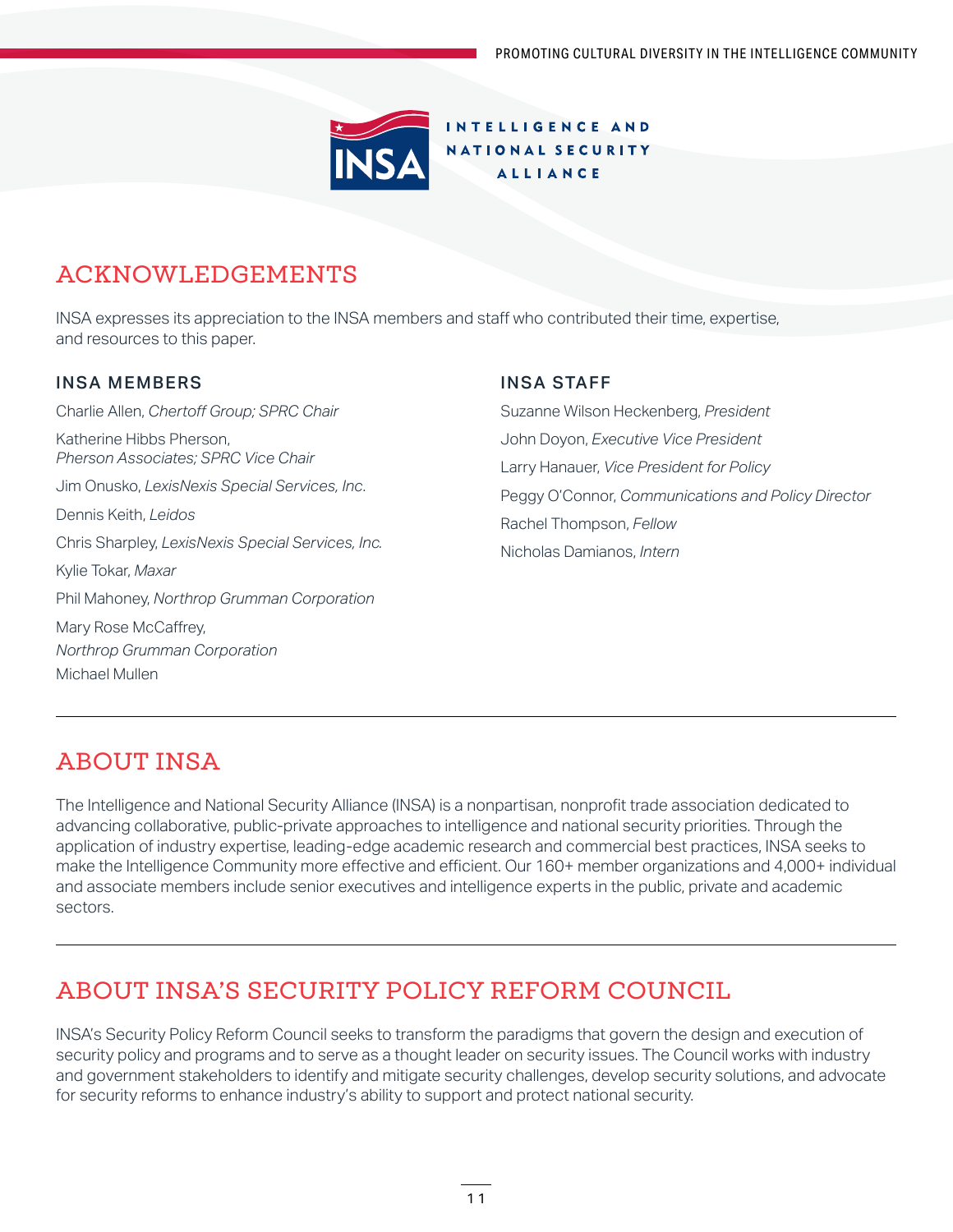## ACKNOWLEDGEMENTS

INSA expresses its appreciation to the INSA members and staff who contributed their time, expertise, and resources to this paper.

### INSA MEMBERS

Charlie Allen, *Chertoff Group; SPRC Chair*

Katherine Hibbs Pherson, *Pherson Associates; SPRC Vice Chair*

Jim Onusko, *LexisNexis Special Services, Inc.*

Dennis Keith, *Leidos*

Chris Sharpley, *LexisNexis Special Services, Inc.*

Kylie Tokar, *Maxar*

Phil Mahoney, *Northrop Grumman Corporation*

Mary Rose McCaffrey, *Northrop Grumman Corporation*

Michael Mullen

### INSA STAFF

Suzanne Wilson Heckenberg, *President*

John Doyon, *Executive Vice President*

Larry Hanauer, *Vice President for Policy*

Peggy O'Connor, *Communications and Policy Director*

Rachel Thompson, *Fellow*

Nicholas Damianos, *Intern*

## ABOUT INSA

The Intelligence and National Security Alliance (INSA) is a nonpartisan, nonprofit trade association dedicated to advancing collaborative, public-private approaches to intelligence and national security priorities. Through the application of industry expertise, leading-edge academic research and commercial best practices, INSA seeks to make the Intelligence Community more effective and efficient. Our 160+ member organizations and 4,000+ individual and associate members include senior executives and intelligence experts in the public, private and academic sectors.

## ABOUT INSA'S SECURITY POLICY REFORM COUNCIL

INSA's Security Policy Reform Council seeks to transform the paradigms that govern the design and execution of security policy and programs and to serve as a thought leader on security issues. The Council works with industry and government stakeholders to identify and mitigate security challenges, develop security solutions, and advocate for security reforms to enhance industry's ability to support and protect national security.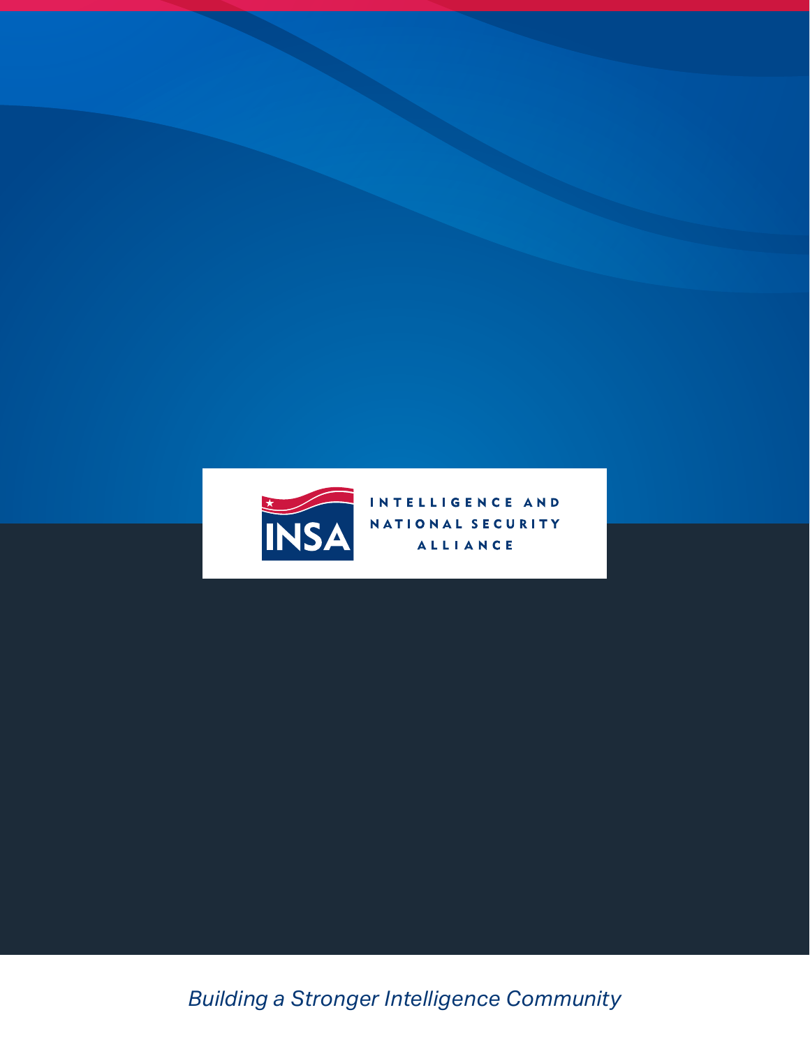INTELLIGENCE AND NATIONAL SECURITY ALLIANCE

*Building a Stronger Intelligence Community*